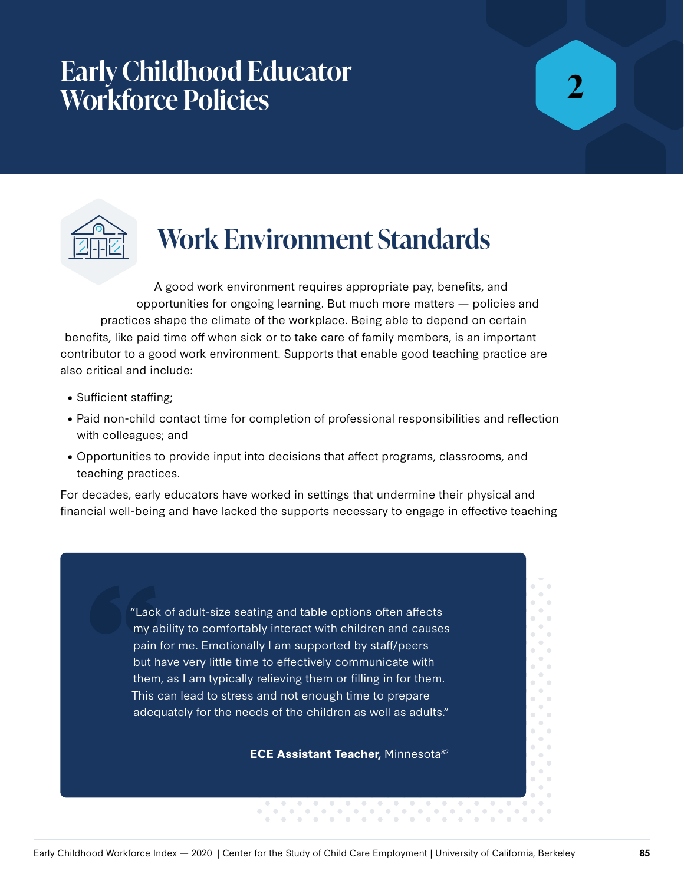# Early Childhood Educator Workforce Policies

2

## Work Environment Standards

A good work environment requires appropriate pay, benefits, and opportunities for ongoing learning. But much more matters — policies and practices shape the climate of the workplace. Being able to depend on certain benefits, like paid time off when sick or to take care of family members, is an important contributor to a good work environment. Supports that enable good teaching practice are also critical and include:

- Sufficient staffing;
- Paid non-child contact time for completion of professional responsibilities and reflection with colleagues; and
- Opportunities to provide input into decisions that affect programs, classrooms, and teaching practices.

For decades, early educators have worked in settings that undermine their physical and financial well-being and have lacked the supports necessary to engage in effective teaching

> "Lack of adult-size seating and table options often affects my ability to comfortably interact with children and causes pain for me. Emotionally I am supported by staff/peers but have very little time to effectively communicate with them, as I am typically relieving them or filling in for them. This can lead to stress and not enough time to prepare adequately for the needs of the children as well as adults."
>
> **ECE Assistant Teacher,** Minnesota[82]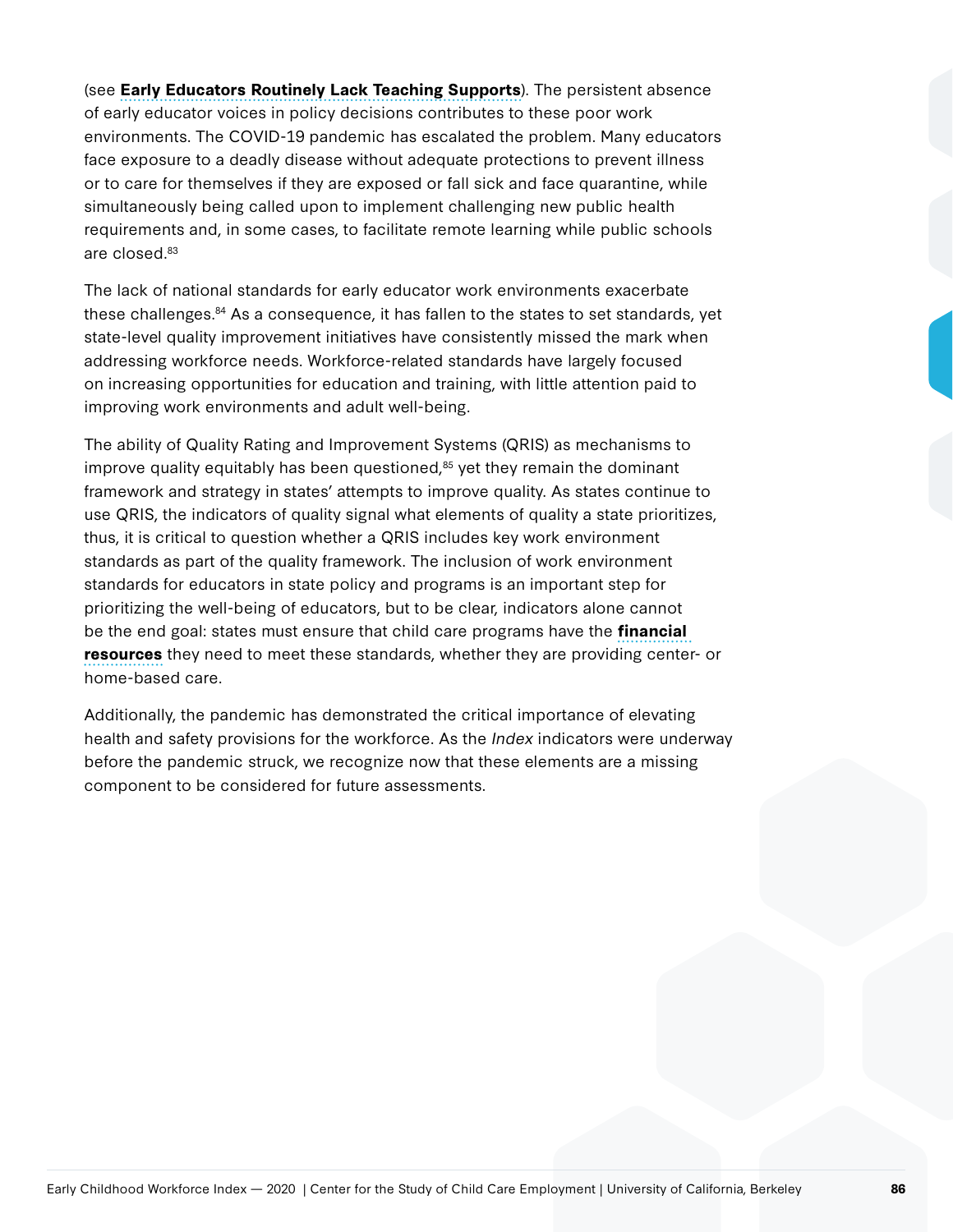(see **Early Educators Routinely Lack Teaching Supports**). The persistent absence of early educator voices in policy decisions contributes to these poor work environments. The COVID-19 pandemic has escalated the problem. Many educators face exposure to a deadly disease without adequate protections to prevent illness or to care for themselves if they are exposed or fall sick and face quarantine, while simultaneously being called upon to implement challenging new public health requirements and, in some cases, to facilitate remote learning while public schools are closed.[83]

The lack of national standards for early educator work environments exacerbate these challenges.[84] As a consequence, it has fallen to the states to set standards, yet state-level quality improvement initiatives have consistently missed the mark when addressing workforce needs. Workforce-related standards have largely focused on increasing opportunities for education and training, with little attention paid to improving work environments and adult well-being.

The ability of Quality Rating and Improvement Systems (QRIS) as mechanisms to improve quality equitably has been questioned,[85] yet they remain the dominant framework and strategy in states' attempts to improve quality. As states continue to use QRIS, the indicators of quality signal what elements of quality a state prioritizes, thus, it is critical to question whether a QRIS includes key work environment standards as part of the quality framework. The inclusion of work environment standards for educators in state policy and programs is an important step for prioritizing the well-being of educators, but to be clear, indicators alone cannot be the end goal: states must ensure that child care programs have the **financial resources** they need to meet these standards, whether they are providing center- or home-based care.

Additionally, the pandemic has demonstrated the critical importance of elevating health and safety provisions for the workforce. As the *Index* indicators were underway before the pandemic struck, we recognize now that these elements are a missing component to be considered for future assessments.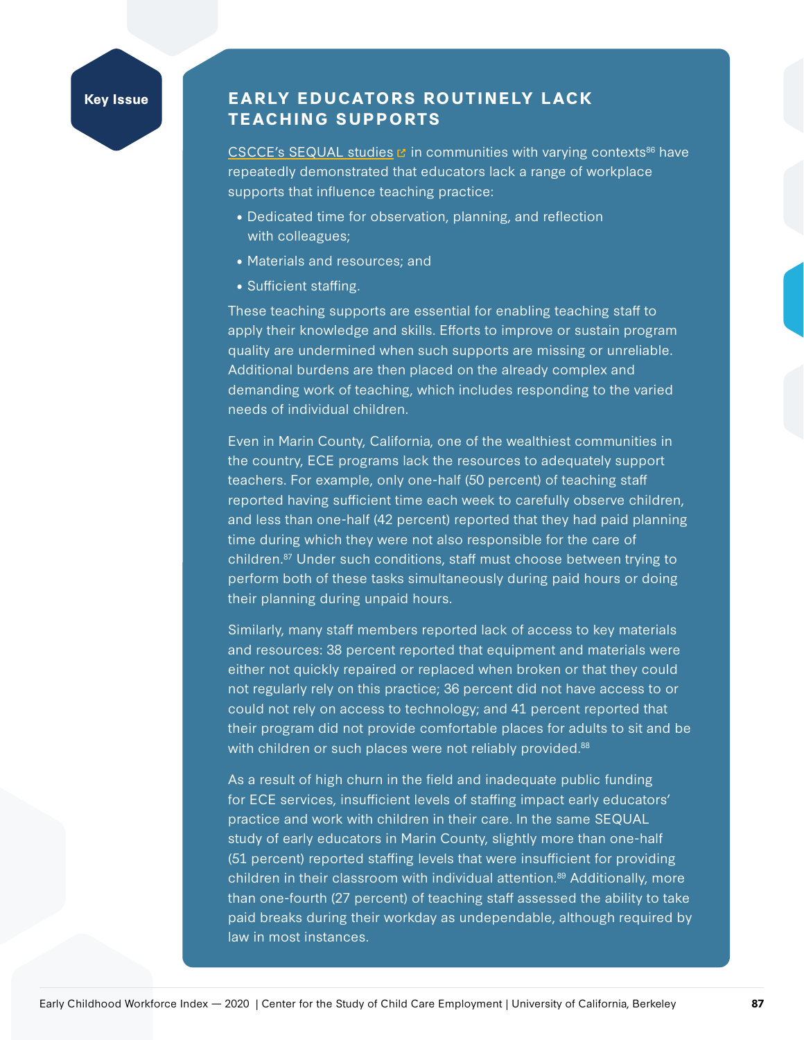Key Issue

## EARLY EDUCATORS ROUTINELY LACK TEACHING SUPPORTS

CSCCE's SEQUAL studies in communities with varying contexts[86] have repeatedly demonstrated that educators lack a range of workplace supports that influence teaching practice:

- Dedicated time for observation, planning, and reflection with colleagues;
- Materials and resources; and
- Sufficient staffing.

These teaching supports are essential for enabling teaching staff to apply their knowledge and skills. Efforts to improve or sustain program quality are undermined when such supports are missing or unreliable. Additional burdens are then placed on the already complex and demanding work of teaching, which includes responding to the varied needs of individual children.

Even in Marin County, California, one of the wealthiest communities in the country, ECE programs lack the resources to adequately support teachers. For example, only one-half (50 percent) of teaching staff reported having sufficient time each week to carefully observe children, and less than one-half (42 percent) reported that they had paid planning time during which they were not also responsible for the care of children.[87] Under such conditions, staff must choose between trying to perform both of these tasks simultaneously during paid hours or doing their planning during unpaid hours.

Similarly, many staff members reported lack of access to key materials and resources: 38 percent reported that equipment and materials were either not quickly repaired or replaced when broken or that they could not regularly rely on this practice; 36 percent did not have access to or could not rely on access to technology; and 41 percent reported that their program did not provide comfortable places for adults to sit and be with children or such places were not reliably provided.[88]

As a result of high churn in the field and inadequate public funding for ECE services, insufficient levels of staffing impact early educators' practice and work with children in their care. In the same SEQUAL study of early educators in Marin County, slightly more than one-half (51 percent) reported staffing levels that were insufficient for providing children in their classroom with individual attention.[89] Additionally, more than one-fourth (27 percent) of teaching staff assessed the ability to take paid breaks during their workday as undependable, although required by law in most instances.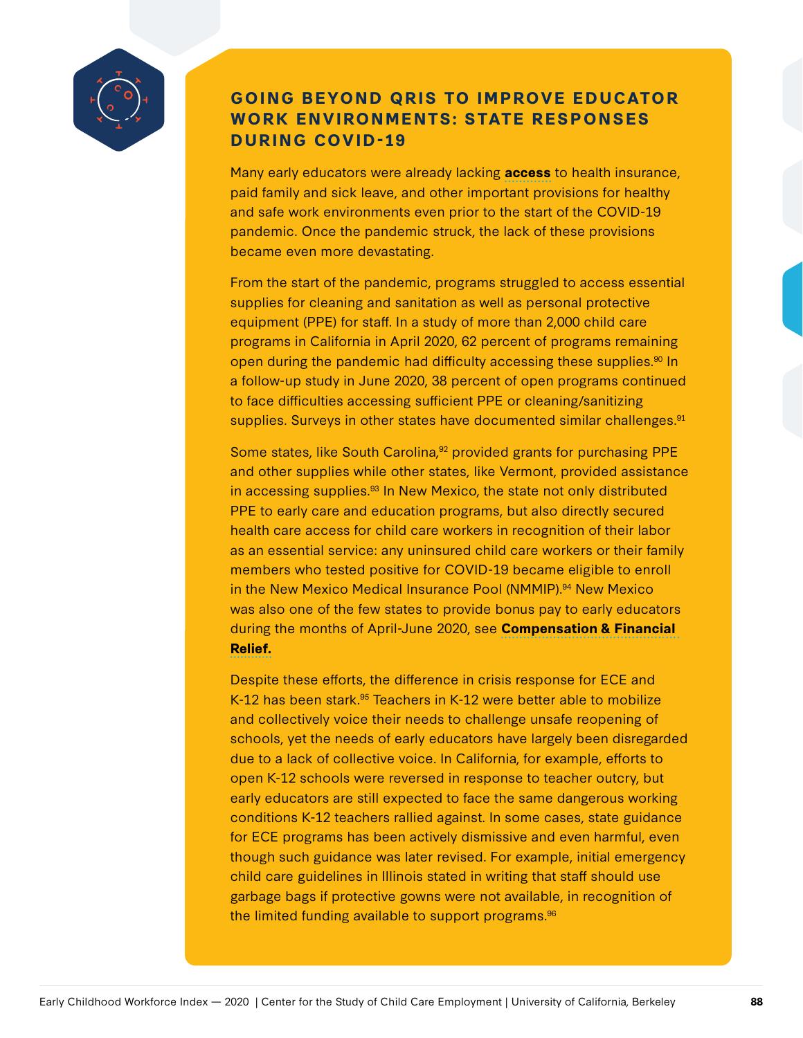## GOING BEYOND QRIS TO IMPROVE EDUCATOR WORK ENVIRONMENTS: STATE RESPONSES DURING COVID-19

Many early educators were already lacking **access** to health insurance, paid family and sick leave, and other important provisions for healthy and safe work environments even prior to the start of the COVID-19 pandemic. Once the pandemic struck, the lack of these provisions became even more devastating.

From the start of the pandemic, programs struggled to access essential supplies for cleaning and sanitation as well as personal protective equipment (PPE) for staff. In a study of more than 2,000 child care programs in California in April 2020, 62 percent of programs remaining open during the pandemic had difficulty accessing these supplies.[90] In a follow-up study in June 2020, 38 percent of open programs continued to face difficulties accessing sufficient PPE or cleaning/sanitizing supplies. Surveys in other states have documented similar challenges.[91]

Some states, like South Carolina,[92] provided grants for purchasing PPE and other supplies while other states, like Vermont, provided assistance in accessing supplies.[93] In New Mexico, the state not only distributed PPE to early care and education programs, but also directly secured health care access for child care workers in recognition of their labor as an essential service: any uninsured child care workers or their family members who tested positive for COVID-19 became eligible to enroll in the New Mexico Medical Insurance Pool (NMMIP).[94] New Mexico was also one of the few states to provide bonus pay to early educators during the months of April-June 2020, see **Compensation & Financial Relief.**

Despite these efforts, the difference in crisis response for ECE and K-12 has been stark.[95] Teachers in K-12 were better able to mobilize and collectively voice their needs to challenge unsafe reopening of schools, yet the needs of early educators have largely been disregarded due to a lack of collective voice. In California, for example, efforts to open K-12 schools were reversed in response to teacher outcry, but early educators are still expected to face the same dangerous working conditions K-12 teachers rallied against. In some cases, state guidance for ECE programs has been actively dismissive and even harmful, even though such guidance was later revised. For example, initial emergency child care guidelines in Illinois stated in writing that staff should use garbage bags if protective gowns were not available, in recognition of the limited funding available to support programs.[96]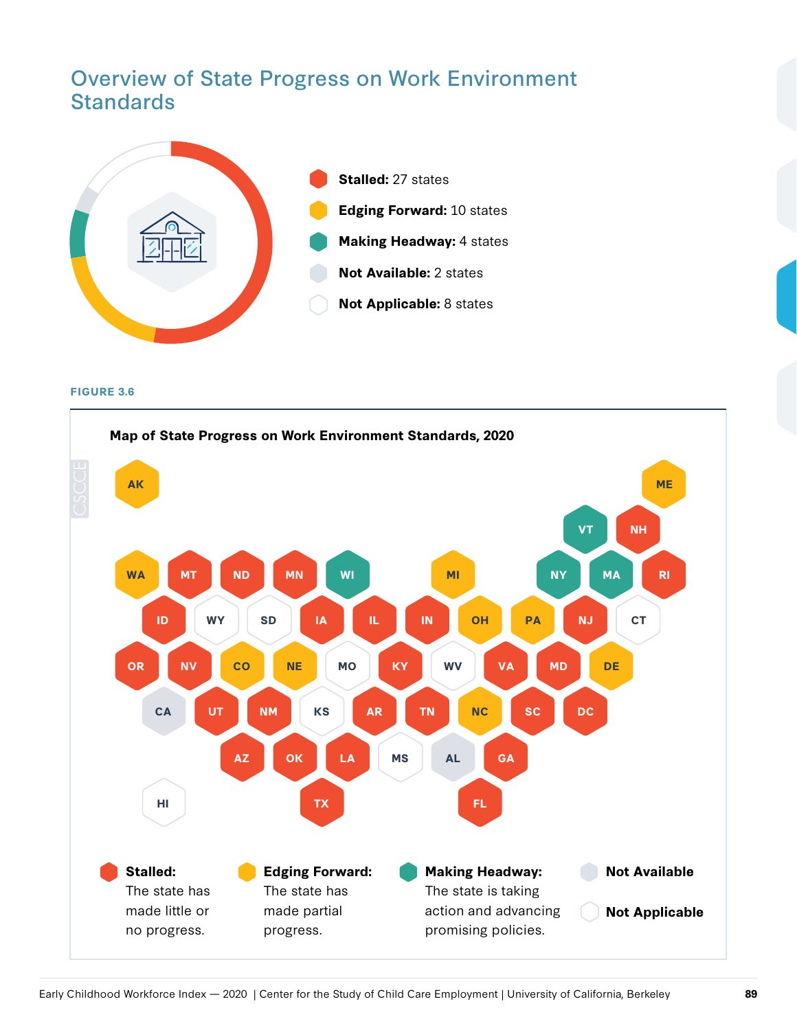# Overview of State Progress on Work Environment Standards

**Stalled:** 27 states

**Edging Forward:** 10 states

**Making Headway:** 4 states

**Not Available:** 2 states

**Not Applicable:** 8 states

**FIGURE 3.6**

**Map of State Progress on Work Environment Standards, 2020**

| Status | States |
|---|---|
| Stalled | MT, ND, MN, NH, RI, ID, IA, IL, IN, NJ, OR, NV, KY, VA, MD, UT, NM, AR, TN, SC, DC, AZ, OK, LA, GA, TX, FL |
| Edging Forward | AK, ME, WA, MI, OH, PA, CO, NE, DE, NC |
| Making Headway | VT, WI, NY, MA |
| Not Available | CA, AL |
| Not Applicable | WY, SD, CT, MO, WV, KS, MS, HI |

**Stalled:** The state has made little or no progress.

**Edging Forward:** The state has made partial progress.

**Making Headway:** The state is taking action and advancing promising policies.

**Not Available**

**Not Applicable**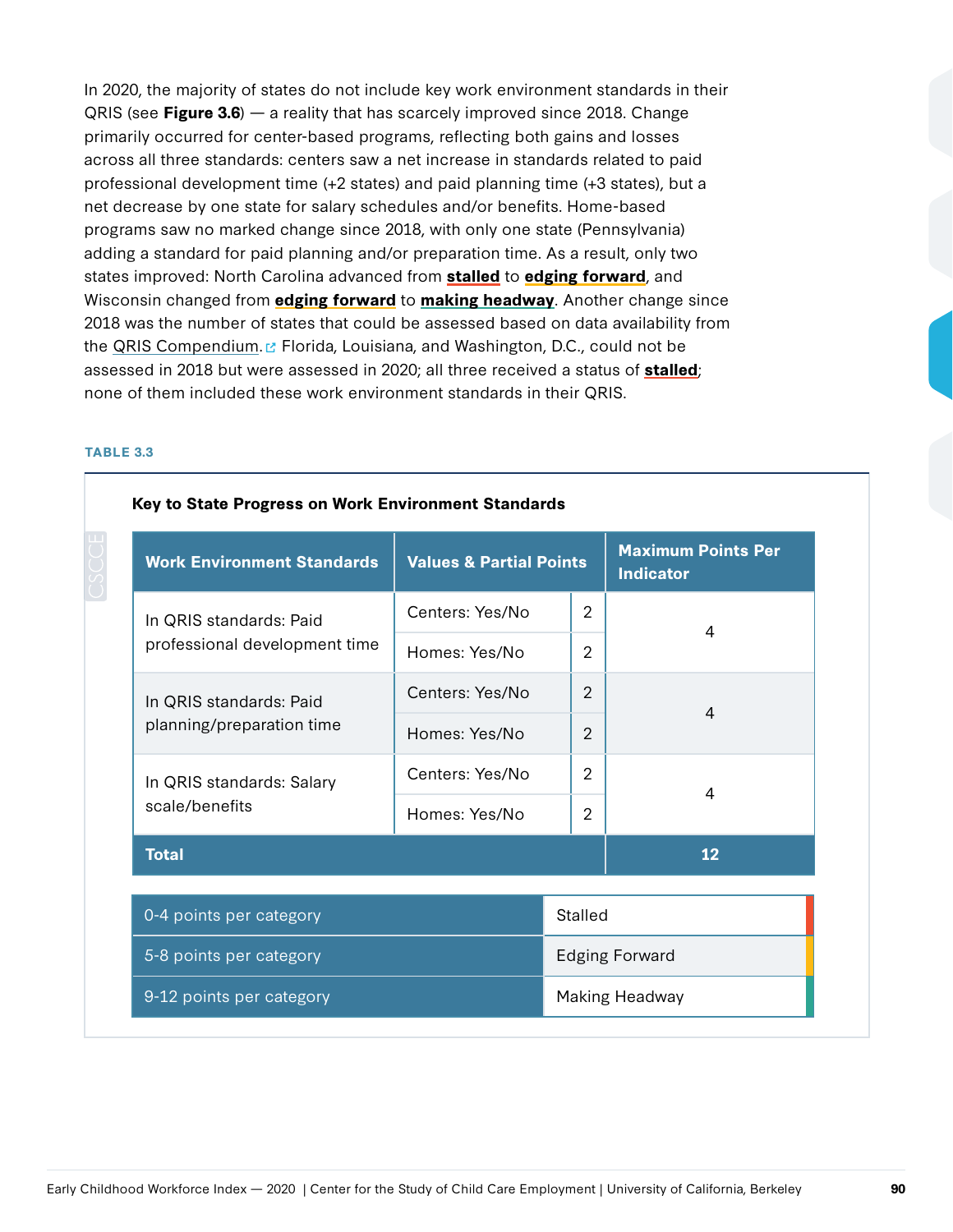In 2020, the majority of states do not include key work environment standards in their QRIS (see **Figure 3.6**) — a reality that has scarcely improved since 2018. Change primarily occurred for center-based programs, reflecting both gains and losses across all three standards: centers saw a net increase in standards related to paid professional development time (+2 states) and paid planning time (+3 states), but a net decrease by one state for salary schedules and/or benefits. Home-based programs saw no marked change since 2018, with only one state (Pennsylvania) adding a standard for paid planning and/or preparation time. As a result, only two states improved: North Carolina advanced from **stalled** to **edging forward**, and Wisconsin changed from **edging forward** to **making headway**. Another change since 2018 was the number of states that could be assessed based on data availability from the QRIS Compendium. Florida, Louisiana, and Washington, D.C., could not be assessed in 2018 but were assessed in 2020; all three received a status of **stalled**; none of them included these work environment standards in their QRIS.

**TABLE 3.3**

**Key to State Progress on Work Environment Standards**

| Work Environment Standards | Values & Partial Points | | Maximum Points Per Indicator |
|---|---|---|---|
| In QRIS standards: Paid professional development time | Centers: Yes/No | 2 | 4 |
| | Homes: Yes/No | 2 | |
| In QRIS standards: Paid planning/preparation time | Centers: Yes/No | 2 | 4 |
| | Homes: Yes/No | 2 | |
| In QRIS standards: Salary scale/benefits | Centers: Yes/No | 2 | 4 |
| | Homes: Yes/No | 2 | |
| **Total** | | | **12** |

| Points | Status |
|---|---|
| 0-4 points per category | Stalled |
| 5-8 points per category | Edging Forward |
| 9-12 points per category | Making Headway |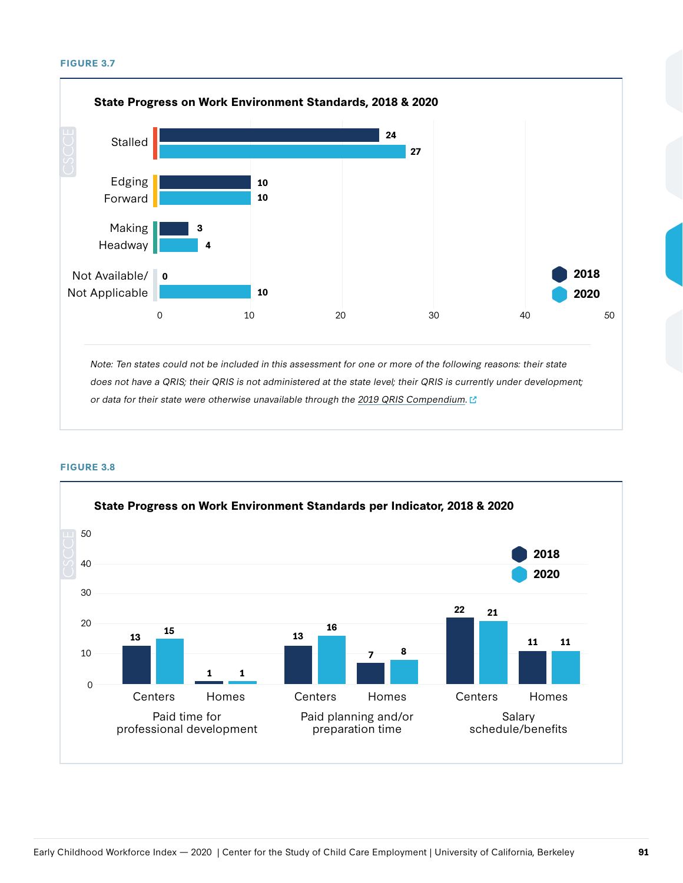**FIGURE 3.7**

**State Progress on Work Environment Standards, 2018 & 2020**

| | 2018 | 2020 |
|---|---|---|
| Stalled | 24 | 27 |
| Edging Forward | 10 | 10 |
| Making Headway | 3 | 4 |
| Not Available/ Not Applicable | 0 | 10 |

*Note: Ten states could not be included in this assessment for one or more of the following reasons: their state does not have a QRIS; their QRIS is not administered at the state level; their QRIS is currently under development; or data for their state were otherwise unavailable through the 2019 QRIS Compendium.*

**FIGURE 3.8**

**State Progress on Work Environment Standards per Indicator, 2018 & 2020**

| Indicator | Setting | 2018 | 2020 |
|---|---|---|---|
| Paid time for professional development | Centers | 13 | 15 |
| | Homes | 1 | 1 |
| Paid planning and/or preparation time | Centers | 13 | 16 |
| | Homes | 7 | 8 |
| Salary schedule/benefits | Centers | 22 | 21 |
| | Homes | 11 | 11 |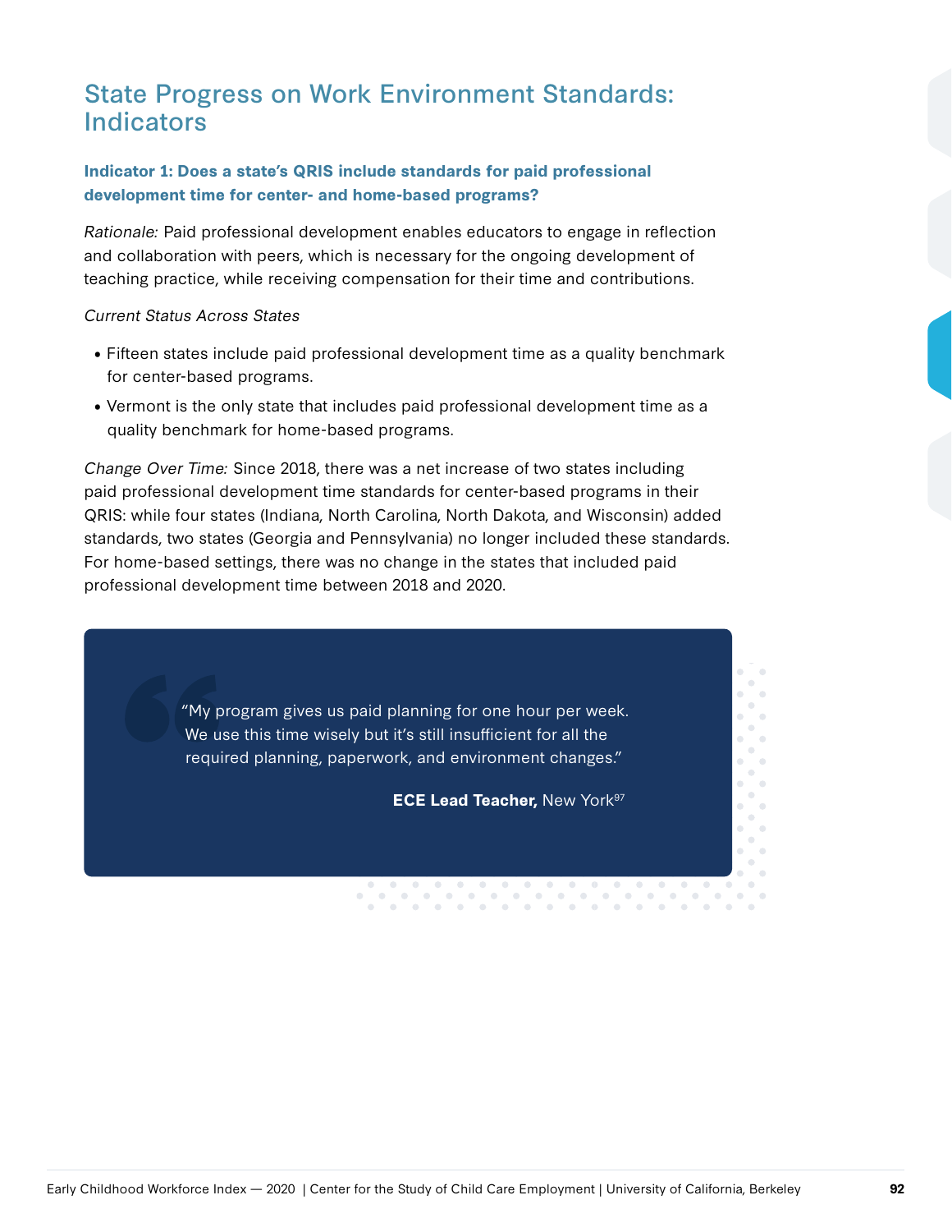# State Progress on Work Environment Standards: Indicators

### Indicator 1: Does a state's QRIS include standards for paid professional development time for center- and home-based programs?

*Rationale:* Paid professional development enables educators to engage in reflection and collaboration with peers, which is necessary for the ongoing development of teaching practice, while receiving compensation for their time and contributions.

*Current Status Across States*

- Fifteen states include paid professional development time as a quality benchmark for center-based programs.
- Vermont is the only state that includes paid professional development time as a quality benchmark for home-based programs.

*Change Over Time:* Since 2018, there was a net increase of two states including paid professional development time standards for center-based programs in their QRIS: while four states (Indiana, North Carolina, North Dakota, and Wisconsin) added standards, two states (Georgia and Pennsylvania) no longer included these standards. For home-based settings, there was no change in the states that included paid professional development time between 2018 and 2020.

> "My program gives us paid planning for one hour per week. We use this time wisely but it's still insufficient for all the required planning, paperwork, and environment changes."
>
> **ECE Lead Teacher,** New York[97]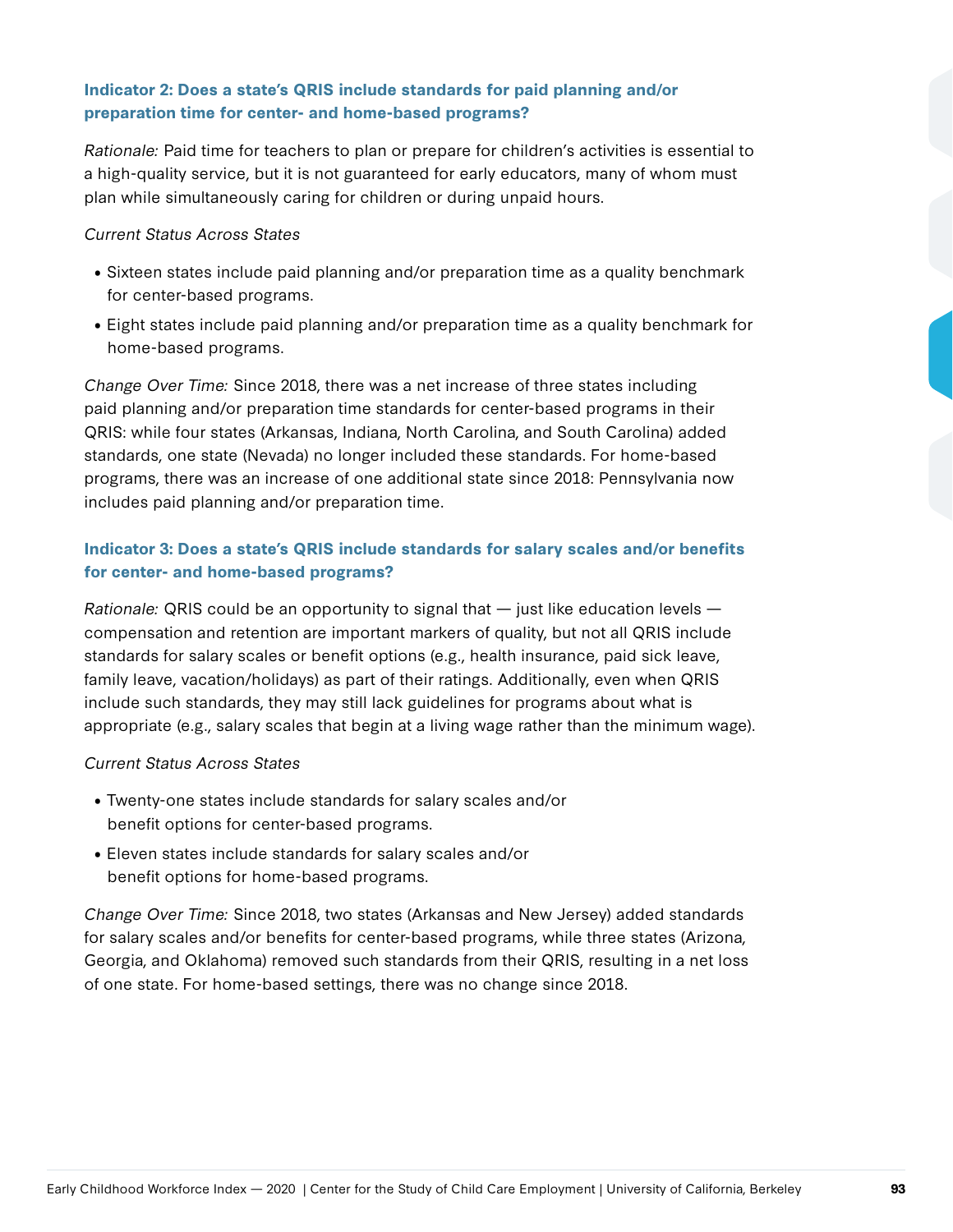### Indicator 2: Does a state's QRIS include standards for paid planning and/or preparation time for center- and home-based programs?

*Rationale:* Paid time for teachers to plan or prepare for children's activities is essential to a high-quality service, but it is not guaranteed for early educators, many of whom must plan while simultaneously caring for children or during unpaid hours.

*Current Status Across States*

- Sixteen states include paid planning and/or preparation time as a quality benchmark for center-based programs.
- Eight states include paid planning and/or preparation time as a quality benchmark for home-based programs.

*Change Over Time:* Since 2018, there was a net increase of three states including paid planning and/or preparation time standards for center-based programs in their QRIS: while four states (Arkansas, Indiana, North Carolina, and South Carolina) added standards, one state (Nevada) no longer included these standards. For home-based programs, there was an increase of one additional state since 2018: Pennsylvania now includes paid planning and/or preparation time.

### Indicator 3: Does a state's QRIS include standards for salary scales and/or benefits for center- and home-based programs?

*Rationale:* QRIS could be an opportunity to signal that — just like education levels — compensation and retention are important markers of quality, but not all QRIS include standards for salary scales or benefit options (e.g., health insurance, paid sick leave, family leave, vacation/holidays) as part of their ratings. Additionally, even when QRIS include such standards, they may still lack guidelines for programs about what is appropriate (e.g., salary scales that begin at a living wage rather than the minimum wage).

*Current Status Across States*

- Twenty-one states include standards for salary scales and/or benefit options for center-based programs.
- Eleven states include standards for salary scales and/or benefit options for home-based programs.

*Change Over Time:* Since 2018, two states (Arkansas and New Jersey) added standards for salary scales and/or benefits for center-based programs, while three states (Arizona, Georgia, and Oklahoma) removed such standards from their QRIS, resulting in a net loss of one state. For home-based settings, there was no change since 2018.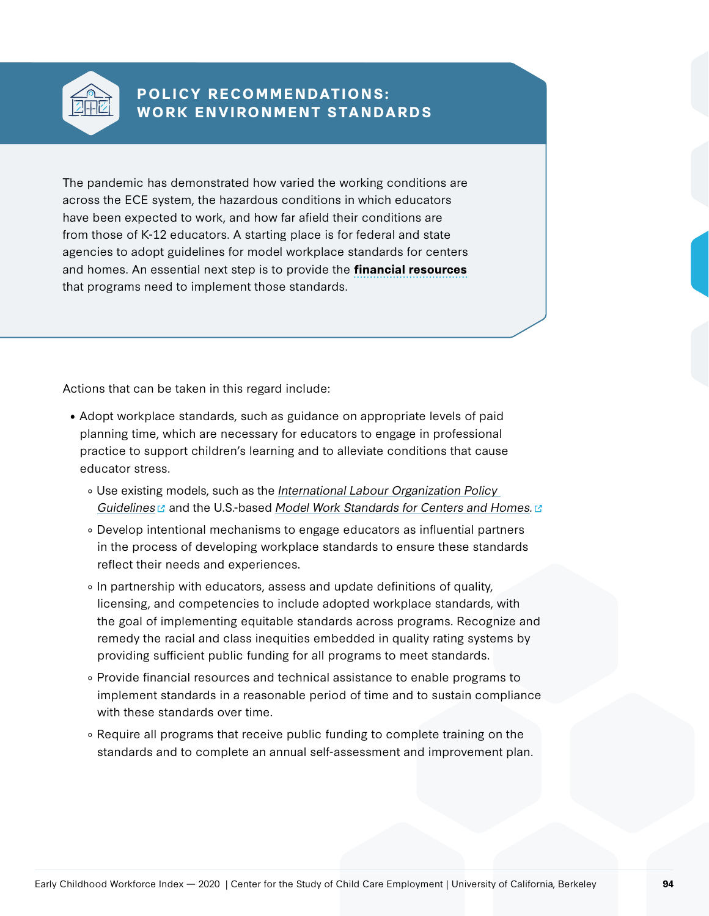## POLICY RECOMMENDATIONS: WORK ENVIRONMENT STANDARDS

The pandemic has demonstrated how varied the working conditions are across the ECE system, the hazardous conditions in which educators have been expected to work, and how far afield their conditions are from those of K-12 educators. A starting place is for federal and state agencies to adopt guidelines for model workplace standards for centers and homes. An essential next step is to provide the **financial resources** that programs need to implement those standards.

Actions that can be taken in this regard include:

- Adopt workplace standards, such as guidance on appropriate levels of paid planning time, which are necessary for educators to engage in professional practice to support children's learning and to alleviate conditions that cause educator stress.
  - Use existing models, such as the *International Labour Organization Policy Guidelines* and the U.S.-based *Model Work Standards for Centers and Homes*.
  - Develop intentional mechanisms to engage educators as influential partners in the process of developing workplace standards to ensure these standards reflect their needs and experiences.
  - In partnership with educators, assess and update definitions of quality, licensing, and competencies to include adopted workplace standards, with the goal of implementing equitable standards across programs. Recognize and remedy the racial and class inequities embedded in quality rating systems by providing sufficient public funding for all programs to meet standards.
  - Provide financial resources and technical assistance to enable programs to implement standards in a reasonable period of time and to sustain compliance with these standards over time.
  - Require all programs that receive public funding to complete training on the standards and to complete an annual self-assessment and improvement plan.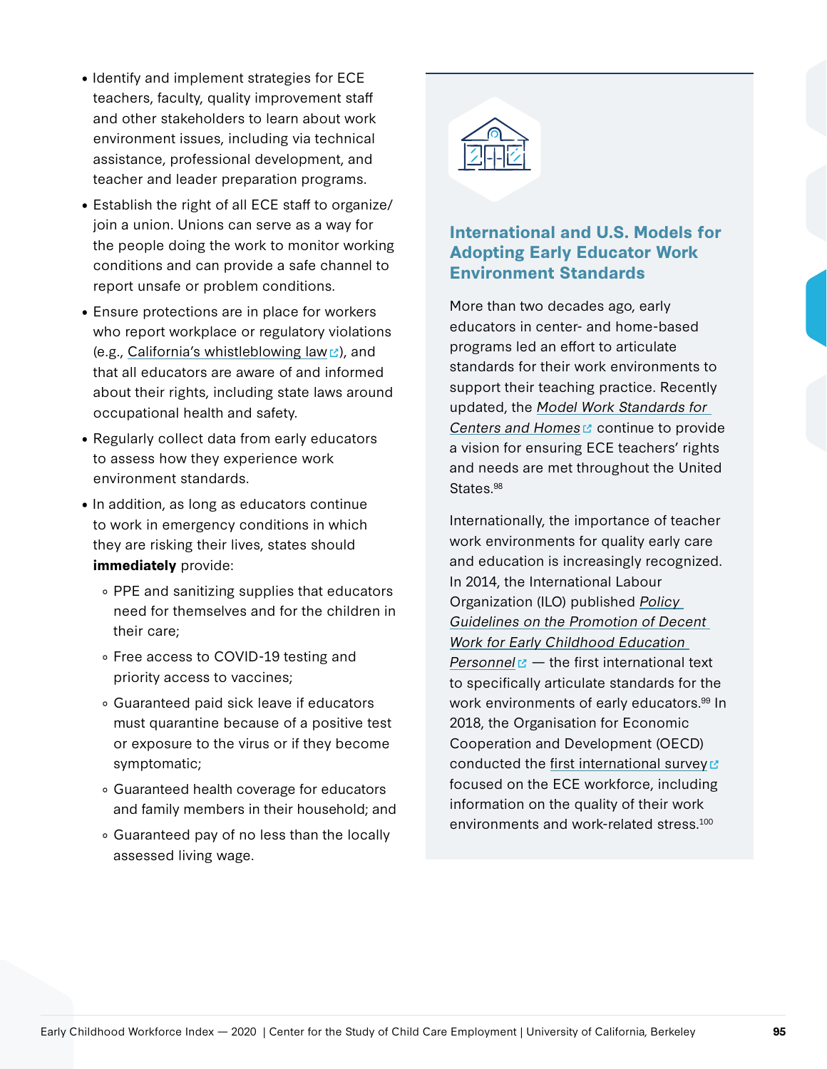- Identify and implement strategies for ECE teachers, faculty, quality improvement staff and other stakeholders to learn about work environment issues, including via technical assistance, professional development, and teacher and leader preparation programs.
- Establish the right of all ECE staff to organize/join a union. Unions can serve as a way for the people doing the work to monitor working conditions and can provide a safe channel to report unsafe or problem conditions.
- Ensure protections are in place for workers who report workplace or regulatory violations (e.g., California's whistleblowing law), and that all educators are aware of and informed about their rights, including state laws around occupational health and safety.
- Regularly collect data from early educators to assess how they experience work environment standards.
- In addition, as long as educators continue to work in emergency conditions in which they are risking their lives, states should **immediately** provide:
  - PPE and sanitizing supplies that educators need for themselves and for the children in their care;
  - Free access to COVID-19 testing and priority access to vaccines;
  - Guaranteed paid sick leave if educators must quarantine because of a positive test or exposure to the virus or if they become symptomatic;
  - Guaranteed health coverage for educators and family members in their household; and
  - Guaranteed pay of no less than the locally assessed living wage.

## International and U.S. Models for Adopting Early Educator Work Environment Standards

More than two decades ago, early educators in center- and home-based programs led an effort to articulate standards for their work environments to support their teaching practice. Recently updated, the *Model Work Standards for Centers and Homes* continue to provide a vision for ensuring ECE teachers' rights and needs are met throughout the United States.[98]

Internationally, the importance of teacher work environments for quality early care and education is increasingly recognized. In 2014, the International Labour Organization (ILO) published *Policy Guidelines on the Promotion of Decent Work for Early Childhood Education Personnel* — the first international text to specifically articulate standards for the work environments of early educators.[99] In 2018, the Organisation for Economic Cooperation and Development (OECD) conducted the first international survey focused on the ECE workforce, including information on the quality of their work environments and work-related stress.[100]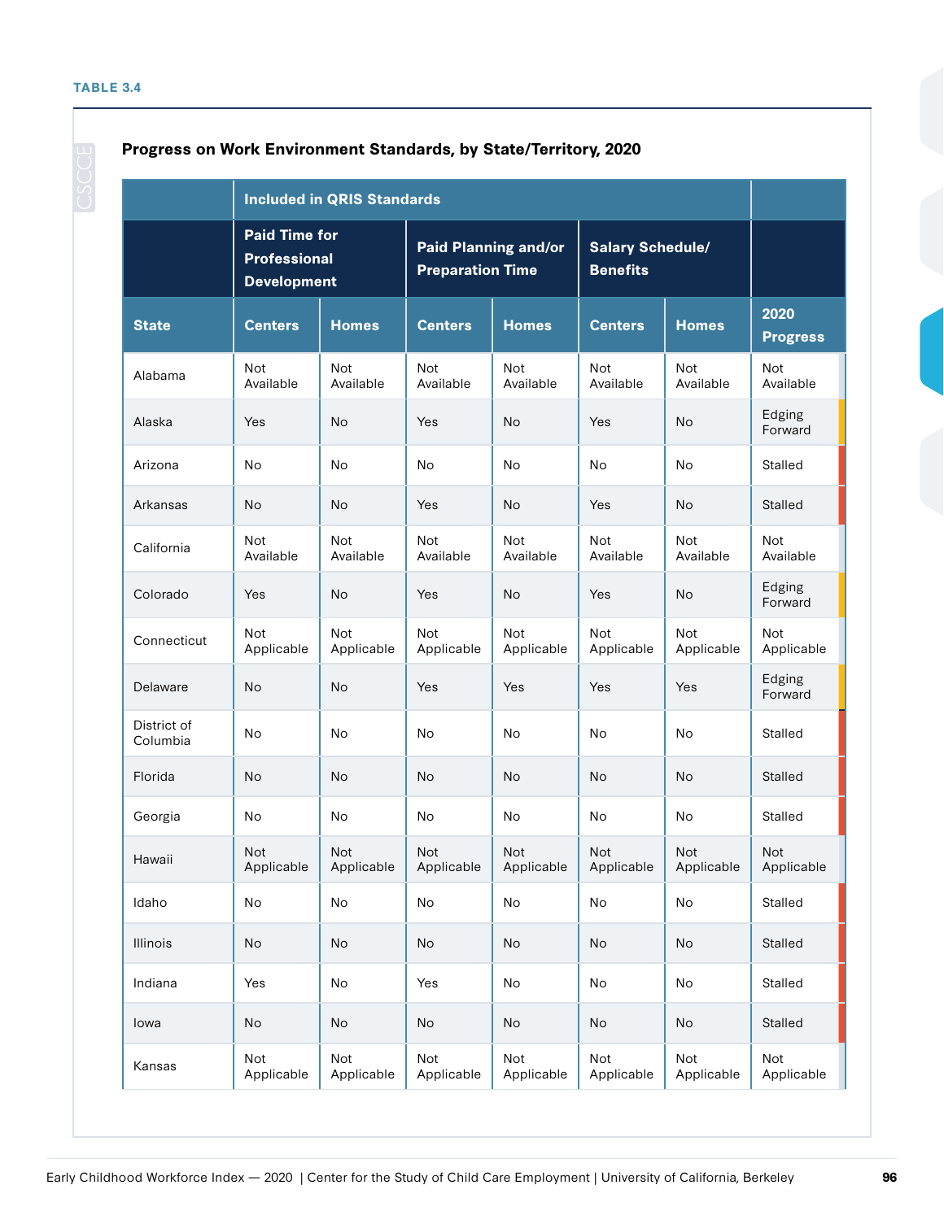**TABLE 3.4**

**Progress on Work Environment Standards, by State/Territory, 2020**

| | Included in QRIS Standards | | | | | | |
|---|---|---|---|---|---|---|---|
| | Paid Time for Professional Development | | Paid Planning and/or Preparation Time | | Salary Schedule/ Benefits | | |
| State | Centers | Homes | Centers | Homes | Centers | Homes | 2020 Progress |
| Alabama | Not Available | Not Available | Not Available | Not Available | Not Available | Not Available | Not Available |
| Alaska | Yes | No | Yes | No | Yes | No | Edging Forward |
| Arizona | No | No | No | No | No | No | Stalled |
| Arkansas | No | No | Yes | No | Yes | No | Stalled |
| California | Not Available | Not Available | Not Available | Not Available | Not Available | Not Available | Not Available |
| Colorado | Yes | No | Yes | No | Yes | No | Edging Forward |
| Connecticut | Not Applicable | Not Applicable | Not Applicable | Not Applicable | Not Applicable | Not Applicable | Not Applicable |
| Delaware | No | No | Yes | Yes | Yes | Yes | Edging Forward |
| District of Columbia | No | No | No | No | No | No | Stalled |
| Florida | No | No | No | No | No | No | Stalled |
| Georgia | No | No | No | No | No | No | Stalled |
| Hawaii | Not Applicable | Not Applicable | Not Applicable | Not Applicable | Not Applicable | Not Applicable | Not Applicable |
| Idaho | No | No | No | No | No | No | Stalled |
| Illinois | No | No | No | No | No | No | Stalled |
| Indiana | Yes | No | Yes | No | No | No | Stalled |
| Iowa | No | No | No | No | No | No | Stalled |
| Kansas | Not Applicable | Not Applicable | Not Applicable | Not Applicable | Not Applicable | Not Applicable | Not Applicable |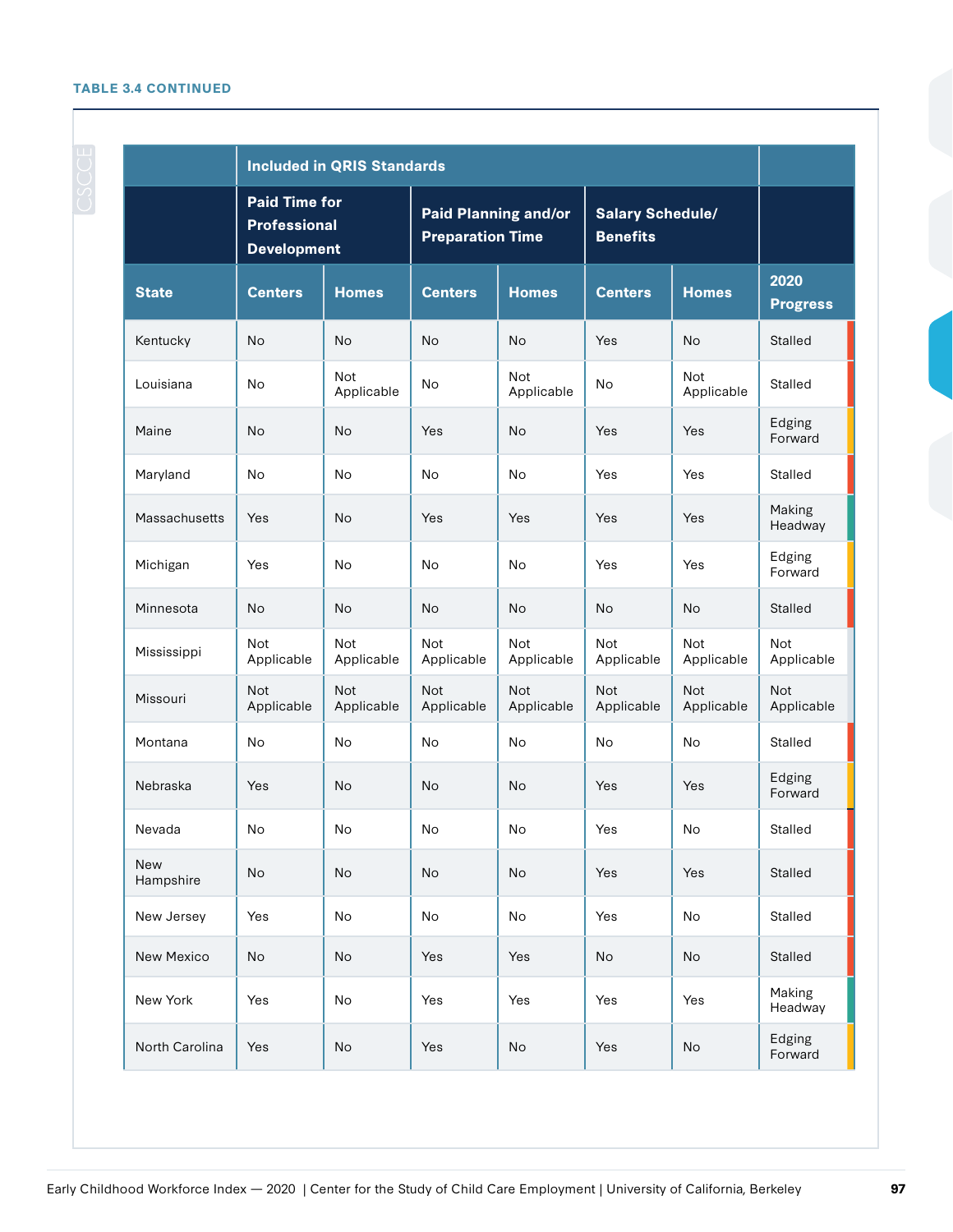**TABLE 3.4 CONTINUED**

| | Included in QRIS Standards | | | | | | |
|---|---|---|---|---|---|---|---|
| | Paid Time for Professional Development | | Paid Planning and/or Preparation Time | | Salary Schedule/ Benefits | | |
| State | Centers | Homes | Centers | Homes | Centers | Homes | 2020 Progress |
| Kentucky | No | No | No | No | Yes | No | Stalled |
| Louisiana | No | Not Applicable | No | Not Applicable | No | Not Applicable | Stalled |
| Maine | No | No | Yes | No | Yes | Yes | Edging Forward |
| Maryland | No | No | No | No | Yes | Yes | Stalled |
| Massachusetts | Yes | No | Yes | Yes | Yes | Yes | Making Headway |
| Michigan | Yes | No | No | No | Yes | Yes | Edging Forward |
| Minnesota | No | No | No | No | No | No | Stalled |
| Mississippi | Not Applicable | Not Applicable | Not Applicable | Not Applicable | Not Applicable | Not Applicable | Not Applicable |
| Missouri | Not Applicable | Not Applicable | Not Applicable | Not Applicable | Not Applicable | Not Applicable | Not Applicable |
| Montana | No | No | No | No | No | No | Stalled |
| Nebraska | Yes | No | No | No | Yes | Yes | Edging Forward |
| Nevada | No | No | No | No | Yes | No | Stalled |
| New Hampshire | No | No | No | No | Yes | Yes | Stalled |
| New Jersey | Yes | No | No | No | Yes | No | Stalled |
| New Mexico | No | No | Yes | Yes | No | No | Stalled |
| New York | Yes | No | Yes | Yes | Yes | Yes | Making Headway |
| North Carolina | Yes | No | Yes | No | Yes | No | Edging Forward |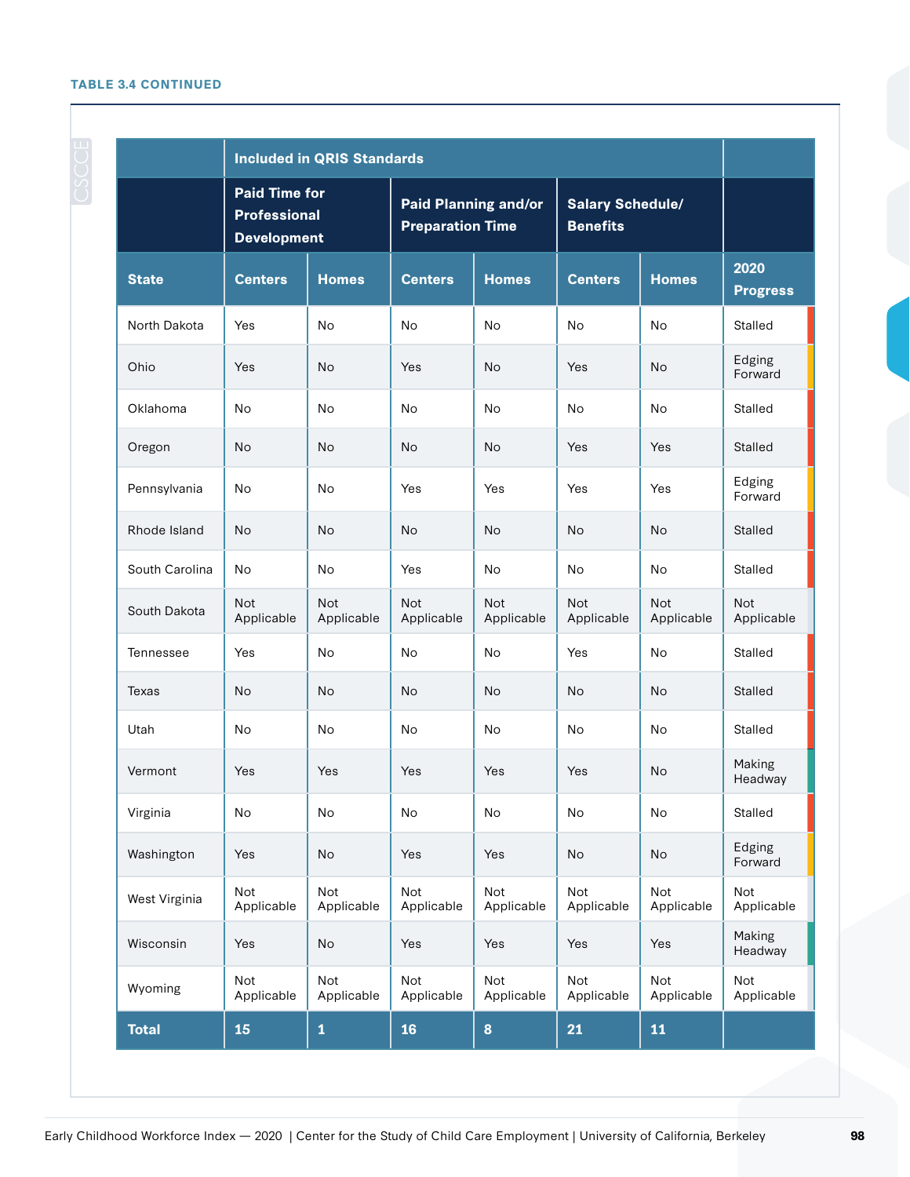**TABLE 3.4 CONTINUED**

| | Included in QRIS Standards | | | | | | |
|---|---|---|---|---|---|---|---|
| | Paid Time for Professional Development | | Paid Planning and/or Preparation Time | | Salary Schedule/ Benefits | | |
| State | Centers | Homes | Centers | Homes | Centers | Homes | 2020 Progress |
| North Dakota | Yes | No | No | No | No | No | Stalled |
| Ohio | Yes | No | Yes | No | Yes | No | Edging Forward |
| Oklahoma | No | No | No | No | No | No | Stalled |
| Oregon | No | No | No | No | Yes | Yes | Stalled |
| Pennsylvania | No | No | Yes | Yes | Yes | Yes | Edging Forward |
| Rhode Island | No | No | No | No | No | No | Stalled |
| South Carolina | No | No | Yes | No | No | No | Stalled |
| South Dakota | Not Applicable | Not Applicable | Not Applicable | Not Applicable | Not Applicable | Not Applicable | Not Applicable |
| Tennessee | Yes | No | No | No | Yes | No | Stalled |
| Texas | No | No | No | No | No | No | Stalled |
| Utah | No | No | No | No | No | No | Stalled |
| Vermont | Yes | Yes | Yes | Yes | Yes | No | Making Headway |
| Virginia | No | No | No | No | No | No | Stalled |
| Washington | Yes | No | Yes | Yes | No | No | Edging Forward |
| West Virginia | Not Applicable | Not Applicable | Not Applicable | Not Applicable | Not Applicable | Not Applicable | Not Applicable |
| Wisconsin | Yes | No | Yes | Yes | Yes | Yes | Making Headway |
| Wyoming | Not Applicable | Not Applicable | Not Applicable | Not Applicable | Not Applicable | Not Applicable | Not Applicable |
| **Total** | **15** | **1** | **16** | **8** | **21** | **11** | |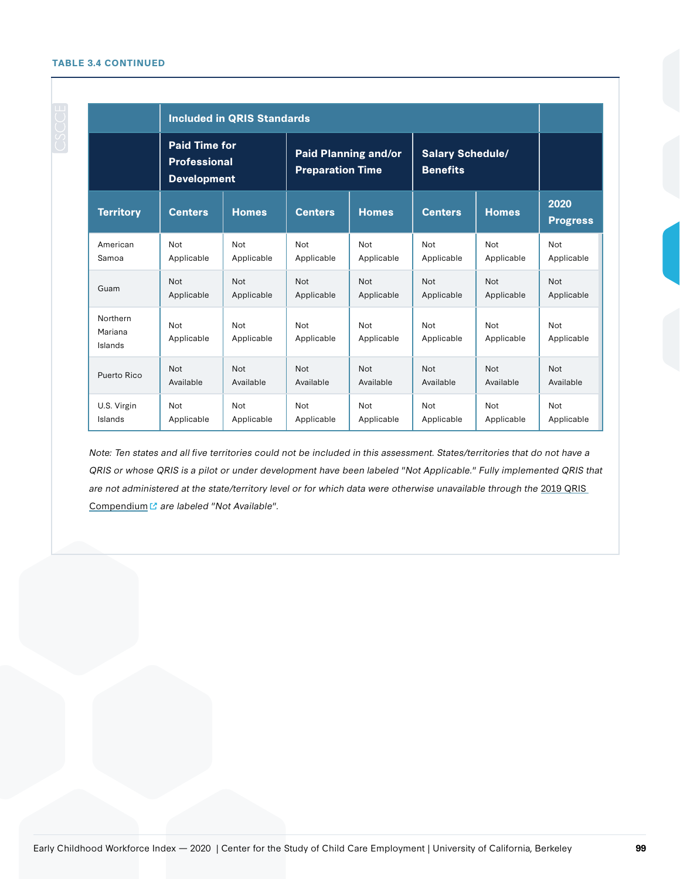**TABLE 3.4 CONTINUED**

| | Included in QRIS Standards | | | | | | |
|---|---|---|---|---|---|---|---|
| | Paid Time for Professional Development | | Paid Planning and/or Preparation Time | | Salary Schedule/ Benefits | | |
| Territory | Centers | Homes | Centers | Homes | Centers | Homes | 2020 Progress |
| American Samoa | Not Applicable | Not Applicable | Not Applicable | Not Applicable | Not Applicable | Not Applicable | Not Applicable |
| Guam | Not Applicable | Not Applicable | Not Applicable | Not Applicable | Not Applicable | Not Applicable | Not Applicable |
| Northern Mariana Islands | Not Applicable | Not Applicable | Not Applicable | Not Applicable | Not Applicable | Not Applicable | Not Applicable |
| Puerto Rico | Not Available | Not Available | Not Available | Not Available | Not Available | Not Available | Not Available |
| U.S. Virgin Islands | Not Applicable | Not Applicable | Not Applicable | Not Applicable | Not Applicable | Not Applicable | Not Applicable |

*Note: Ten states and all five territories could not be included in this assessment. States/territories that do not have a QRIS or whose QRIS is a pilot or under development have been labeled "Not Applicable." Fully implemented QRIS that are not administered at the state/territory level or for which data were otherwise unavailable through the 2019 QRIS Compendium are labeled "Not Available".*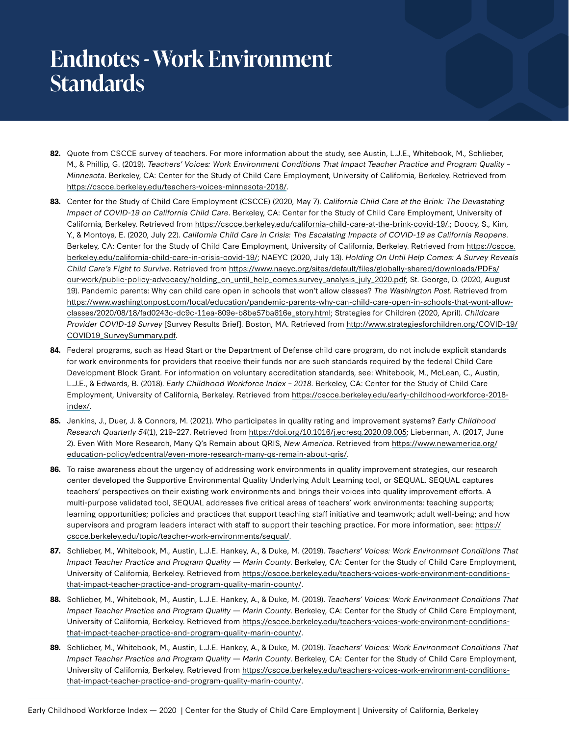# Endnotes - Work Environment Standards

**82.** Quote from CSCCE survey of teachers. For more information about the study, see Austin, L.J.E., Whitebook, M., Schlieber, M., & Phillip, G. (2019). *Teachers' Voices: Work Environment Conditions That Impact Teacher Practice and Program Quality – Minnesota*. Berkeley, CA: Center for the Study of Child Care Employment, University of California, Berkeley. Retrieved from https://cscce.berkeley.edu/teachers-voices-minnesota-2018/.

**83.** Center for the Study of Child Care Employment (CSCCE) (2020, May 7). *California Child Care at the Brink: The Devastating Impact of COVID-19 on California Child Care*. Berkeley, CA: Center for the Study of Child Care Employment, University of California, Berkeley. Retrieved from https://cscce.berkeley.edu/california-child-care-at-the-brink-covid-19/.; Doocy, S., Kim, Y., & Montoya, E. (2020, July 22). *California Child Care in Crisis: The Escalating Impacts of COVID-19 as California Reopens*. Berkeley, CA: Center for the Study of Child Care Employment, University of California, Berkeley. Retrieved from https://cscce.berkeley.edu/california-child-care-in-crisis-covid-19/; NAEYC (2020, July 13). *Holding On Until Help Comes: A Survey Reveals Child Care's Fight to Survive*. Retrieved from https://www.naeyc.org/sites/default/files/globally-shared/downloads/PDFs/our-work/public-policy-advocacy/holding_on_until_help_comes.survey_analysis_july_2020.pdf; St. George, D. (2020, August 19). Pandemic parents: Why can child care open in schools that won't allow classes? *The Washington Post*. Retrieved from https://www.washingtonpost.com/local/education/pandemic-parents-why-can-child-care-open-in-schools-that-wont-allow-classes/2020/08/18/fad0243c-dc9c-11ea-809e-b8be57ba616e_story.html; Strategies for Children (2020, April). *Childcare Provider COVID-19 Survey* [Survey Results Brief]. Boston, MA. Retrieved from http://www.strategiesforchildren.org/COVID-19/COVID19_SurveySummary.pdf.

**84.** Federal programs, such as Head Start or the Department of Defense child care program, do not include explicit standards for work environments for providers that receive their funds nor are such standards required by the federal Child Care Development Block Grant. For information on voluntary accreditation standards, see: Whitebook, M., McLean, C., Austin, L.J.E., & Edwards, B. (2018). *Early Childhood Workforce Index – 2018*. Berkeley, CA: Center for the Study of Child Care Employment, University of California, Berkeley. Retrieved from https://cscce.berkeley.edu/early-childhood-workforce-2018-index/.

**85.** Jenkins, J., Duer, J. & Connors, M. (2021). Who participates in quality rating and improvement systems? *Early Childhood Research Quarterly 54*(1), 219–227. Retrieved from https://doi.org/10.1016/j.ecresq.2020.09.005; Lieberman, A. (2017, June 2). Even With More Research, Many Q's Remain about QRIS, *New America*. Retrieved from https://www.newamerica.org/education-policy/edcentral/even-more-research-many-qs-remain-about-qris/.

**86.** To raise awareness about the urgency of addressing work environments in quality improvement strategies, our research center developed the Supportive Environmental Quality Underlying Adult Learning tool, or SEQUAL. SEQUAL captures teachers' perspectives on their existing work environments and brings their voices into quality improvement efforts. A multi-purpose validated tool, SEQUAL addresses five critical areas of teachers' work environments: teaching supports; learning opportunities; policies and practices that support teaching staff initiative and teamwork; adult well-being; and how supervisors and program leaders interact with staff to support their teaching practice. For more information, see: https://cscce.berkeley.edu/topic/teacher-work-environments/sequal/.

**87.** Schlieber, M., Whitebook, M., Austin, L.J.E. Hankey, A., & Duke, M. (2019). *Teachers' Voices: Work Environment Conditions That Impact Teacher Practice and Program Quality — Marin County*. Berkeley, CA: Center for the Study of Child Care Employment, University of California, Berkeley. Retrieved from https://cscce.berkeley.edu/teachers-voices-work-environment-conditions-that-impact-teacher-practice-and-program-quality-marin-county/.

**88.** Schlieber, M., Whitebook, M., Austin, L.J.E. Hankey, A., & Duke, M. (2019). *Teachers' Voices: Work Environment Conditions That Impact Teacher Practice and Program Quality — Marin County*. Berkeley, CA: Center for the Study of Child Care Employment, University of California, Berkeley. Retrieved from https://cscce.berkeley.edu/teachers-voices-work-environment-conditions-that-impact-teacher-practice-and-program-quality-marin-county/.

**89.** Schlieber, M., Whitebook, M., Austin, L.J.E. Hankey, A., & Duke, M. (2019). *Teachers' Voices: Work Environment Conditions That Impact Teacher Practice and Program Quality — Marin County*. Berkeley, CA: Center for the Study of Child Care Employment, University of California, Berkeley. Retrieved from https://cscce.berkeley.edu/teachers-voices-work-environment-conditions-that-impact-teacher-practice-and-program-quality-marin-county/.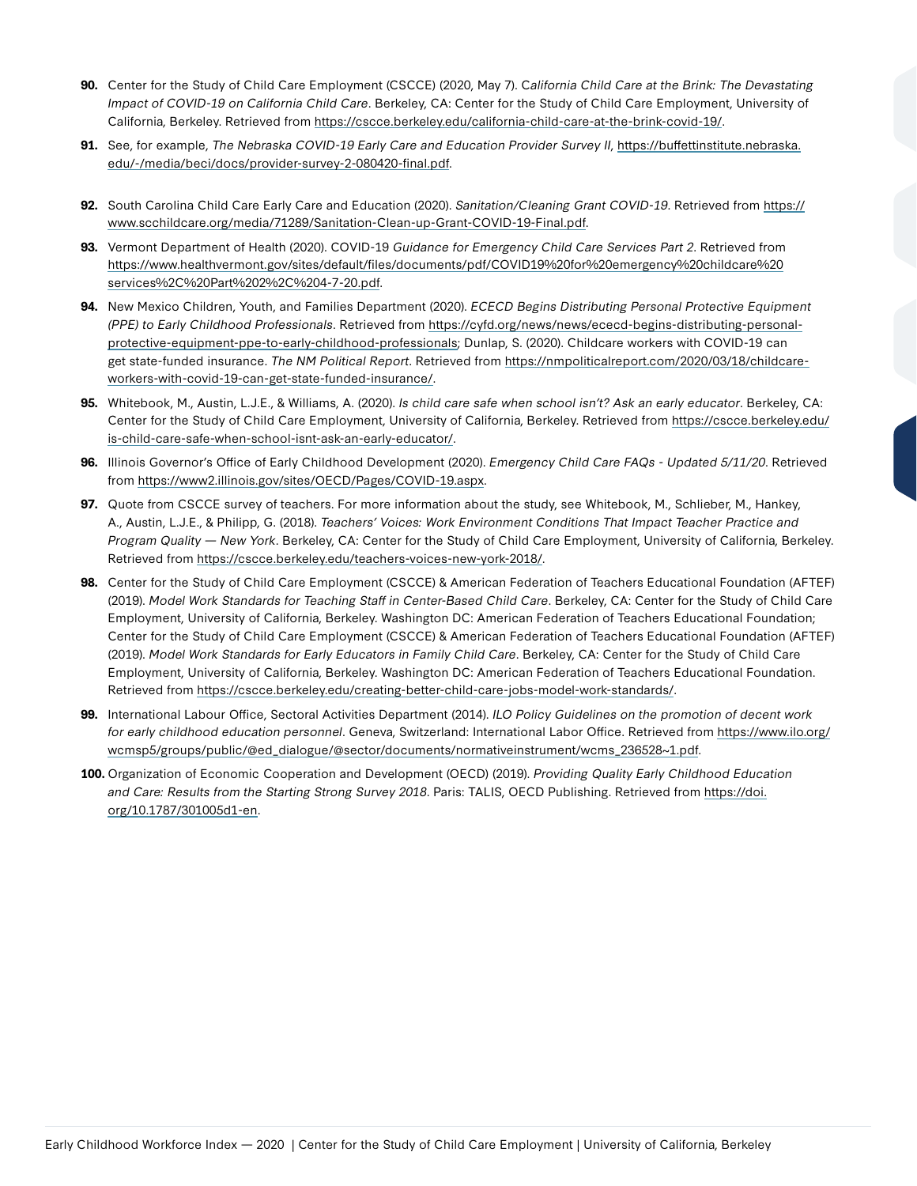90. Center for the Study of Child Care Employment (CSCCE) (2020, May 7). *California Child Care at the Brink: The Devastating Impact of COVID-19 on California Child Care*. Berkeley, CA: Center for the Study of Child Care Employment, University of California, Berkeley. Retrieved from https://cscce.berkeley.edu/california-child-care-at-the-brink-covid-19/.

91. See, for example, *The Nebraska COVID-19 Early Care and Education Provider Survey II*, https://buffettinstitute.nebraska.edu/-/media/beci/docs/provider-survey-2-080420-final.pdf.

92. South Carolina Child Care Early Care and Education (2020). *Sanitation/Cleaning Grant COVID-19*. Retrieved from https://www.scchildcare.org/media/71289/Sanitation-Clean-up-Grant-COVID-19-Final.pdf.

93. Vermont Department of Health (2020). COVID-19 *Guidance for Emergency Child Care Services Part 2*. Retrieved from https://www.healthvermont.gov/sites/default/files/documents/pdf/COVID19%20for%20emergency%20childcare%20services%2C%20Part%202%2C%204-7-20.pdf.

94. New Mexico Children, Youth, and Families Department (2020). *ECECD Begins Distributing Personal Protective Equipment (PPE) to Early Childhood Professionals*. Retrieved from https://cyfd.org/news/news/ececd-begins-distributing-personal-protective-equipment-ppe-to-early-childhood-professionals; Dunlap, S. (2020). Childcare workers with COVID-19 can get state-funded insurance. *The NM Political Report*. Retrieved from https://nmpoliticalreport.com/2020/03/18/childcare-workers-with-covid-19-can-get-state-funded-insurance/.

95. Whitebook, M., Austin, L.J.E., & Williams, A. (2020). *Is child care safe when school isn't? Ask an early educator*. Berkeley, CA: Center for the Study of Child Care Employment, University of California, Berkeley. Retrieved from https://cscce.berkeley.edu/is-child-care-safe-when-school-isnt-ask-an-early-educator/.

96. Illinois Governor's Office of Early Childhood Development (2020). *Emergency Child Care FAQs - Updated 5/11/20*. Retrieved from https://www2.illinois.gov/sites/OECD/Pages/COVID-19.aspx.

97. Quote from CSCCE survey of teachers. For more information about the study, see Whitebook, M., Schlieber, M., Hankey, A., Austin, L.J.E., & Philipp, G. (2018). *Teachers' Voices: Work Environment Conditions That Impact Teacher Practice and Program Quality — New York*. Berkeley, CA: Center for the Study of Child Care Employment, University of California, Berkeley. Retrieved from https://cscce.berkeley.edu/teachers-voices-new-york-2018/.

98. Center for the Study of Child Care Employment (CSCCE) & American Federation of Teachers Educational Foundation (AFTEF) (2019). *Model Work Standards for Teaching Staff in Center-Based Child Care*. Berkeley, CA: Center for the Study of Child Care Employment, University of California, Berkeley. Washington DC: American Federation of Teachers Educational Foundation; Center for the Study of Child Care Employment (CSCCE) & American Federation of Teachers Educational Foundation (AFTEF) (2019). *Model Work Standards for Early Educators in Family Child Care*. Berkeley, CA: Center for the Study of Child Care Employment, University of California, Berkeley. Washington DC: American Federation of Teachers Educational Foundation. Retrieved from https://cscce.berkeley.edu/creating-better-child-care-jobs-model-work-standards/.

99. International Labour Office, Sectoral Activities Department (2014). *ILO Policy Guidelines on the promotion of decent work for early childhood education personnel*. Geneva, Switzerland: International Labor Office. Retrieved from https://www.ilo.org/wcmsp5/groups/public/@ed_dialogue/@sector/documents/normativeinstrument/wcms_236528~1.pdf.

100. Organization of Economic Cooperation and Development (OECD) (2019). *Providing Quality Early Childhood Education and Care: Results from the Starting Strong Survey 2018*. Paris: TALIS, OECD Publishing. Retrieved from https://doi.org/10.1787/301005d1-en.